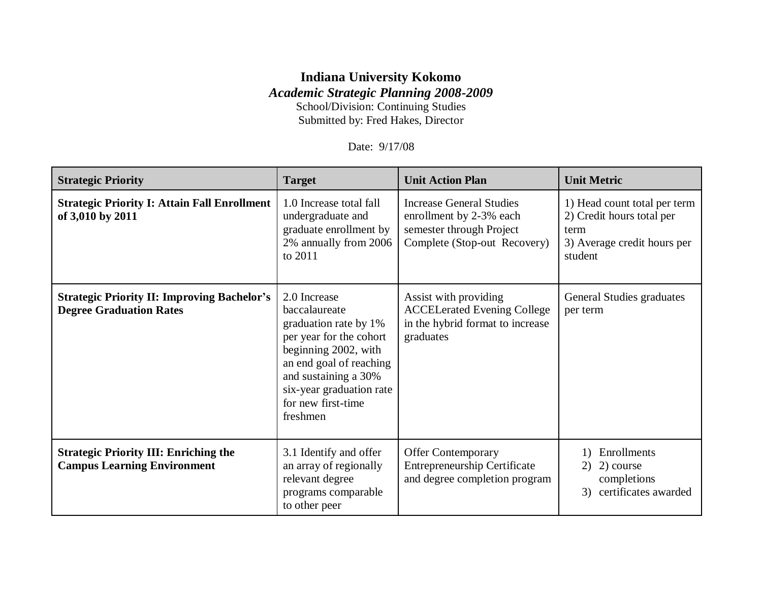# Indiana University Kokomo

***Academic Strategic Planning 2008-2009***

School/Division: Continuing Studies

Submitted by: Fred Hakes, Director

Date: 9/17/08

| **Strategic Priority** | **Target** | **Unit Action Plan** | **Unit Metric** |
|---|---|---|---|
| **Strategic Priority I: Attain Fall Enrollment of 3,010 by 2011** | 1.0 Increase total fall undergraduate and graduate enrollment by 2% annually from 2006 to 2011 | Increase General Studies enrollment by 2-3% each semester through Project Complete (Stop-out Recovery) | 1) Head count total per term<br>2) Credit hours total per term<br>3) Average credit hours per student |
| **Strategic Priority II: Improving Bachelor's Degree Graduation Rates** | 2.0 Increase baccalaureate graduation rate by 1% per year for the cohort beginning 2002, with an end goal of reaching and sustaining a 30% six-year graduation rate for new first-time freshmen | Assist with providing ACCELerated Evening College in the hybrid format to increase graduates | General Studies graduates per term |
| **Strategic Priority III: Enriching the Campus Learning Environment** | 3.1 Identify and offer an array of regionally relevant degree programs comparable to other peer | Offer Contemporary Entrepreneurship Certificate and degree completion program | 1) Enrollments<br>2) 2) course completions<br>3) certificates awarded |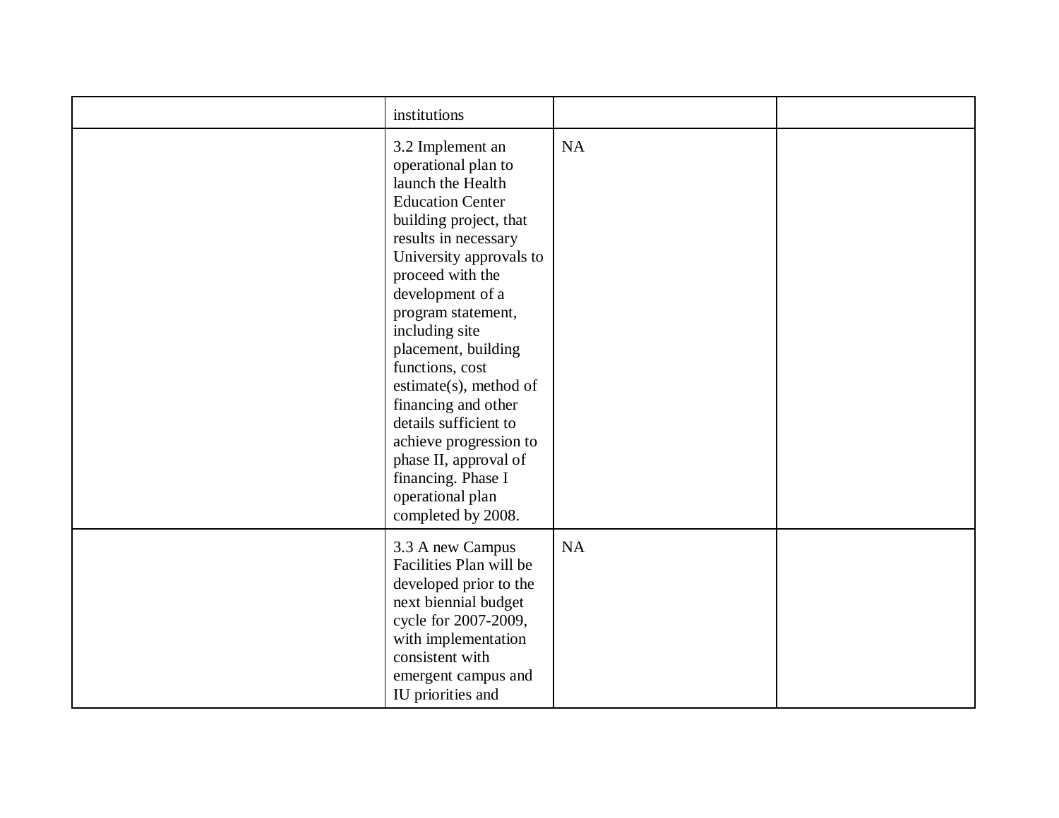| | | | |
|---|---|---|---|
| | institutions | | |
| | 3.2 Implement an operational plan to launch the Health Education Center building project, that results in necessary University approvals to proceed with the development of a program statement, including site placement, building functions, cost estimate(s), method of financing and other details sufficient to achieve progression to phase II, approval of financing. Phase I operational plan completed by 2008. | NA | |
| | 3.3 A new Campus Facilities Plan will be developed prior to the next biennial budget cycle for 2007-2009, with implementation consistent with emergent campus and IU priorities and | NA | |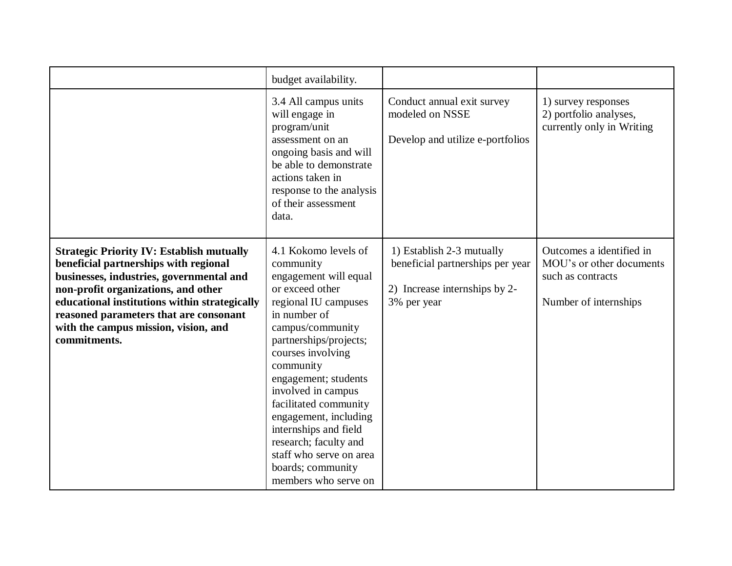| | | | |
|---|---|---|---|
| | budget availability. | | |
| | 3.4 All campus units will engage in program/unit assessment on an ongoing basis and will be able to demonstrate actions taken in response to the analysis of their assessment data. | Conduct annual exit survey modeled on NSSE<br><br>Develop and utilize e-portfolios | 1) survey responses<br>2) portfolio analyses, currently only in Writing |
| **Strategic Priority IV: Establish mutually beneficial partnerships with regional businesses, industries, governmental and non-profit organizations, and other educational institutions within strategically reasoned parameters that are consonant with the campus mission, vision, and commitments.** | 4.1 Kokomo levels of community engagement will equal or exceed other regional IU campuses in number of campus/community partnerships/projects; courses involving community engagement; students involved in campus facilitated community engagement, including internships and field research; faculty and staff who serve on area boards; community members who serve on | 1) Establish 2-3 mutually beneficial partnerships per year<br><br>2) Increase internships by 2-3% per year | Outcomes a identified in MOU's or other documents such as contracts<br><br>Number of internships |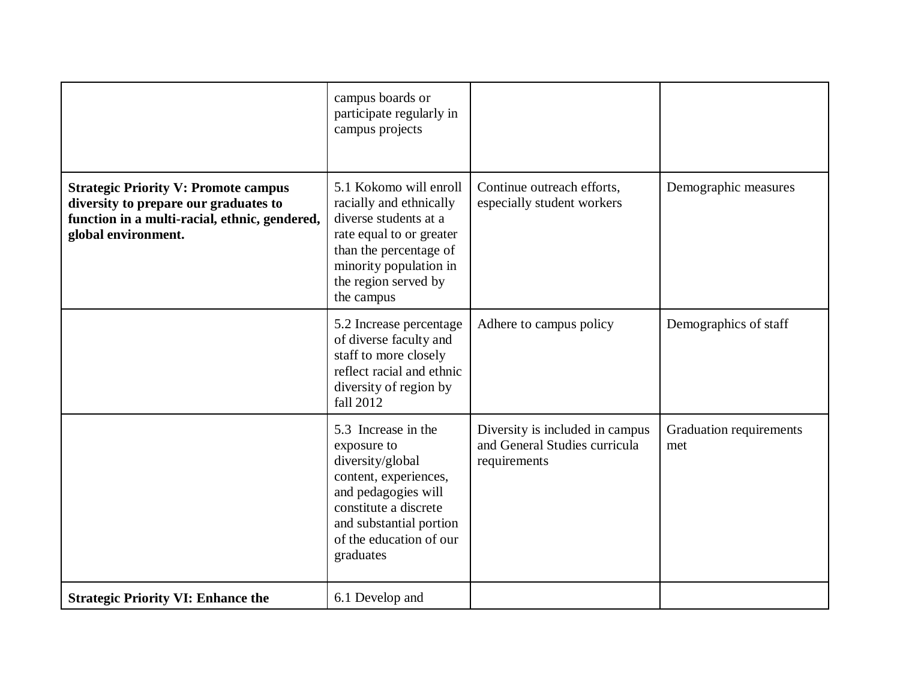| | | | |
|---|---|---|---|
| | campus boards or participate regularly in campus projects | | |
| **Strategic Priority V: Promote campus diversity to prepare our graduates to function in a multi-racial, ethnic, gendered, global environment.** | 5.1 Kokomo will enroll racially and ethnically diverse students at a rate equal to or greater than the percentage of minority population in the region served by the campus | Continue outreach efforts, especially student workers | Demographic measures |
| | 5.2 Increase percentage of diverse faculty and staff to more closely reflect racial and ethnic diversity of region by fall 2012 | Adhere to campus policy | Demographics of staff |
| | 5.3 Increase in the exposure to diversity/global content, experiences, and pedagogies will constitute a discrete and substantial portion of the education of our graduates | Diversity is included in campus and General Studies curricula requirements | Graduation requirements met |
| **Strategic Priority VI: Enhance the** | 6.1 Develop and | | |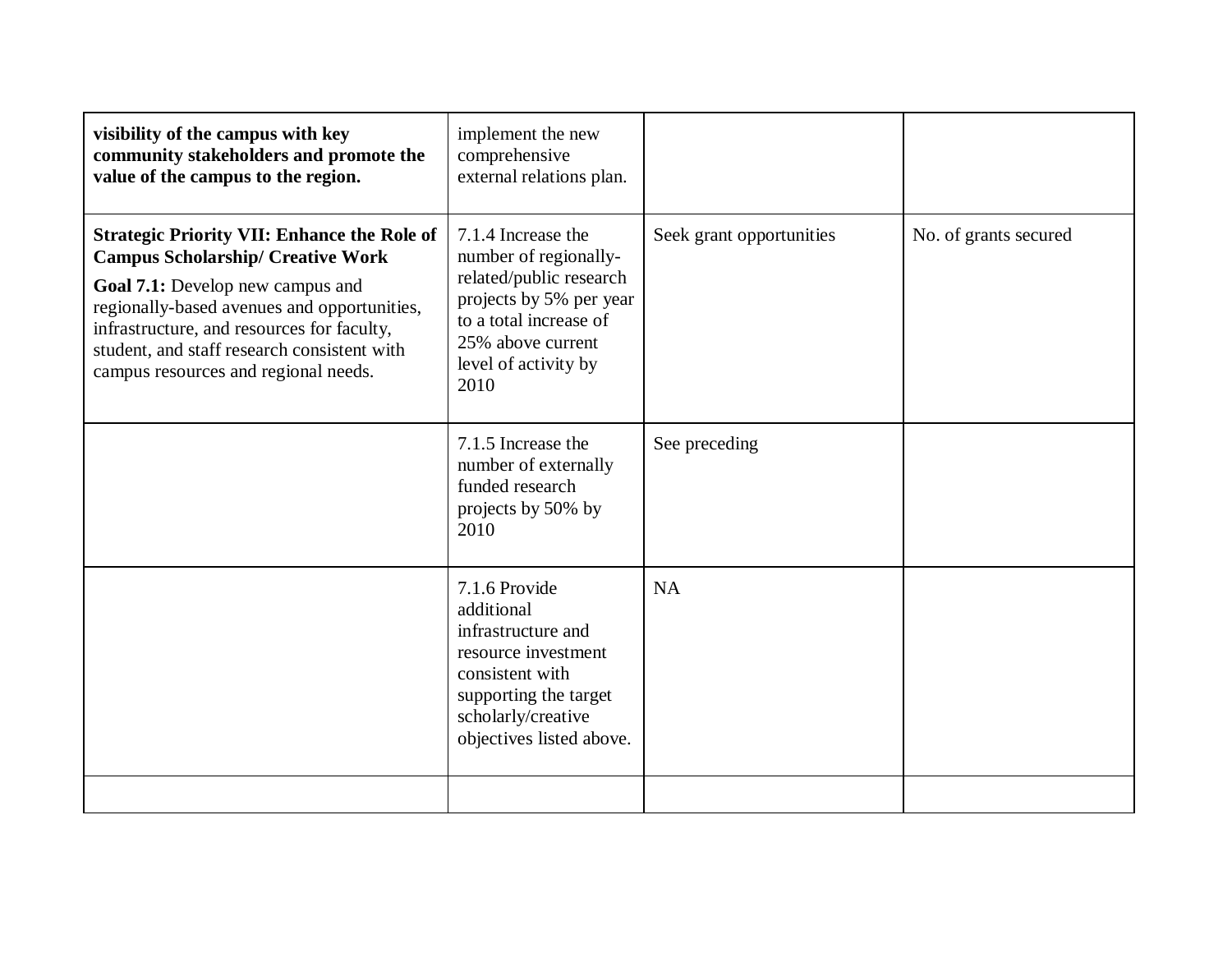| | | | |
|---|---|---|---|
| **visibility of the campus with key community stakeholders and promote the value of the campus to the region.** | implement the new comprehensive external relations plan. | | |
| **Strategic Priority VII: Enhance the Role of Campus Scholarship/ Creative Work** <br><br> **Goal 7.1:** Develop new campus and regionally-based avenues and opportunities, infrastructure, and resources for faculty, student, and staff research consistent with campus resources and regional needs. | 7.1.4 Increase the number of regionally-related/public research projects by 5% per year to a total increase of 25% above current level of activity by 2010 | Seek grant opportunities | No. of grants secured |
| | 7.1.5 Increase the number of externally funded research projects by 50% by 2010 | See preceding | |
| | 7.1.6 Provide additional infrastructure and resource investment consistent with supporting the target scholarly/creative objectives listed above. | NA | |
| | | | |